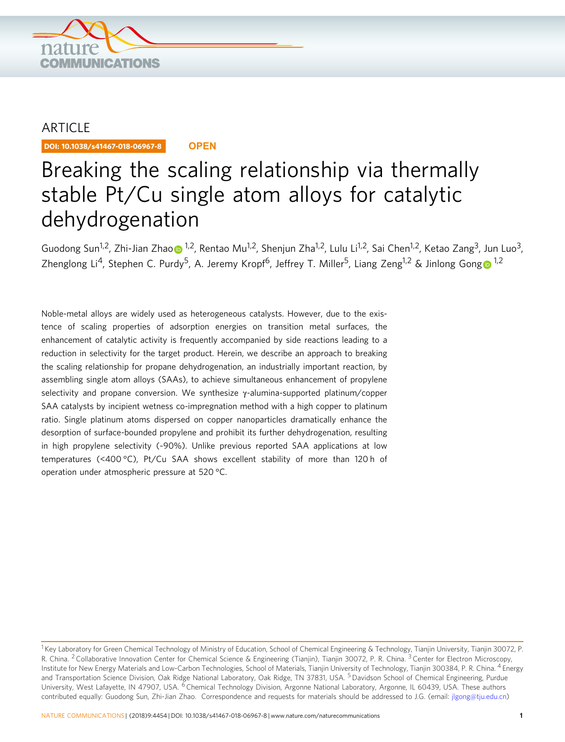ARTICLE

DOI: 10.1038/s41467-018-06967-8 OPEN

# Breaking the scaling relationship via thermally stable Pt/Cu single atom alloys for catalytic dehydrogenation

Guodong Sun[1,2], Zhi-Jian Zhao[1,2], Rentao Mu[1,2], Shenjun Zha[1,2], Lulu Li[1,2], Sai Chen[1,2], Ketao Zang[3], Jun Luo[3], Zhenglong Li[4], Stephen C. Purdy[5], A. Jeremy Kropf[6], Jeffrey T. Miller[5], Liang Zeng[1,2] & Jinlong Gong[1,2]

Noble-metal alloys are widely used as heterogeneous catalysts. However, due to the existence of scaling properties of adsorption energies on transition metal surfaces, the enhancement of catalytic activity is frequently accompanied by side reactions leading to a reduction in selectivity for the target product. Herein, we describe an approach to breaking the scaling relationship for propane dehydrogenation, an industrially important reaction, by assembling single atom alloys (SAAs), to achieve simultaneous enhancement of propylene selectivity and propane conversion. We synthesize γ-alumina-supported platinum/copper SAA catalysts by incipient wetness co-impregnation method with a high copper to platinum ratio. Single platinum atoms dispersed on copper nanoparticles dramatically enhance the desorption of surface-bounded propylene and prohibit its further dehydrogenation, resulting in high propylene selectivity (~90%). Unlike previous reported SAA applications at low temperatures (<400 °C), Pt/Cu SAA shows excellent stability of more than 120 h of operation under atmospheric pressure at 520 °C.

[1] Key Laboratory for Green Chemical Technology of Ministry of Education, School of Chemical Engineering & Technology, Tianjin University, Tianjin 30072, P. R. China. [2] Collaborative Innovation Center for Chemical Science & Engineering (Tianjin), Tianjin 30072, P. R. China. [3] Center for Electron Microscopy, Institute for New Energy Materials and Low-Carbon Technologies, School of Materials, Tianjin University of Technology, Tianjin 300384, P. R. China. [4] Energy and Transportation Science Division, Oak Ridge National Laboratory, Oak Ridge, TN 37831, USA. [5] Davidson School of Chemical Engineering, Purdue University, West Lafayette, IN 47907, USA. [6] Chemical Technology Division, Argonne National Laboratory, Argonne, IL 60439, USA. These authors contributed equally: Guodong Sun, Zhi-Jian Zhao. Correspondence and requests for materials should be addressed to J.G. (email: jlgong@tju.edu.cn)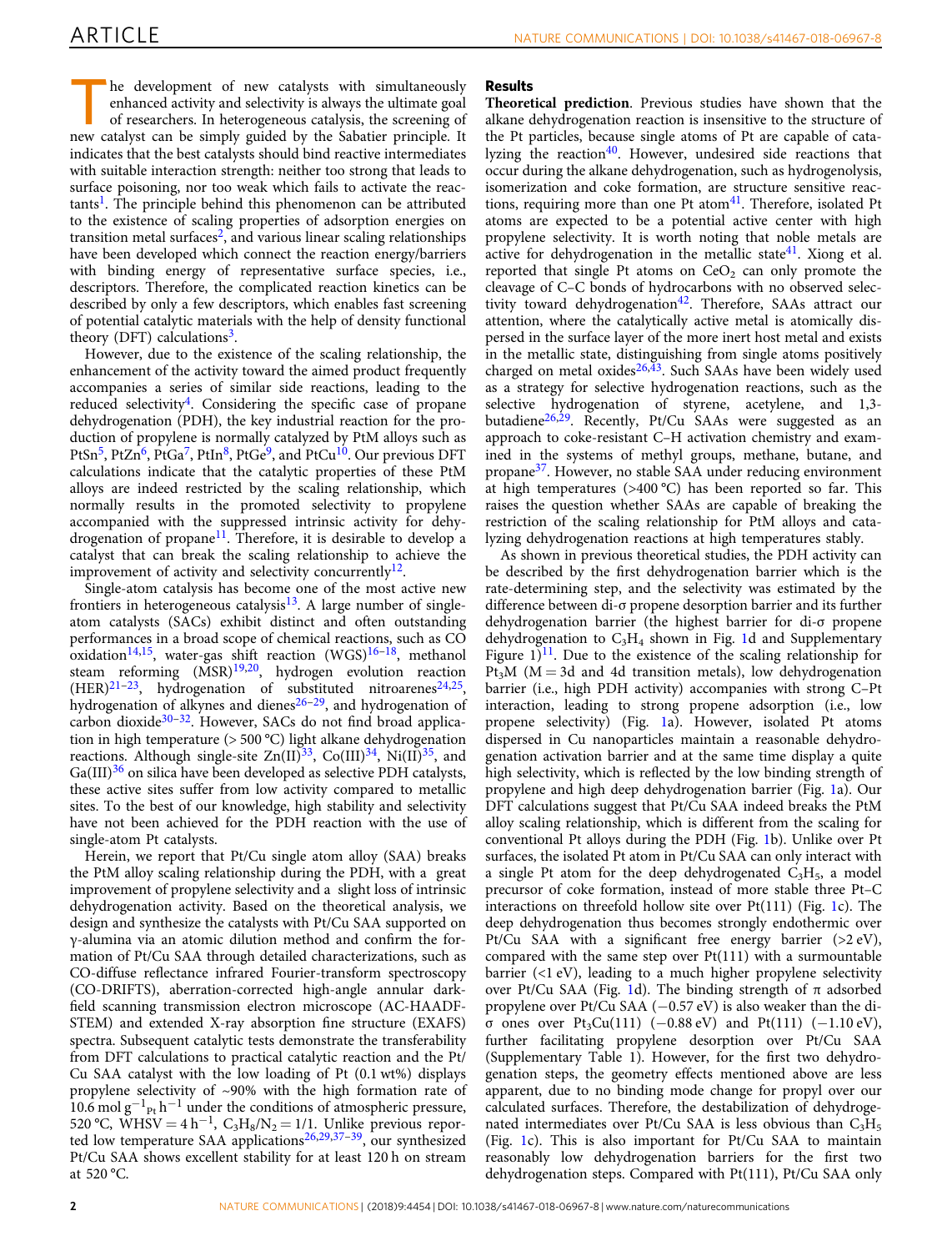The development of new catalysts with simultaneously enhanced activity and selectivity is always the ultimate goal of researchers. In heterogeneous catalysis, the screening of new catalyst can be simply guided by the Sabatier principle. It indicates that the best catalysts should bind reactive intermediates with suitable interaction strength: neither too strong that leads to surface poisoning, nor too weak which fails to activate the reactants[1]. The principle behind this phenomenon can be attributed to the existence of scaling properties of adsorption energies on transition metal surfaces[2], and various linear scaling relationships have been developed which connect the reaction energy/barriers with binding energy of representative surface species, i.e., descriptors. Therefore, the complicated reaction kinetics can be described by only a few descriptors, which enables fast screening of potential catalytic materials with the help of density functional theory (DFT) calculations[3].

However, due to the existence of the scaling relationship, the enhancement of the activity toward the aimed product frequently accompanies a series of similar side reactions, leading to the reduced selectivity[4]. Considering the specific case of propane dehydrogenation (PDH), the key industrial reaction for the production of propylene is normally catalyzed by PtM alloys such as PtSn[5], PtZn[6], PtGa[7], PtIn[8], PtGe[9], and PtCu[10]. Our previous DFT calculations indicate that the catalytic properties of these PtM alloys are indeed restricted by the scaling relationship, which normally results in the promoted selectivity to propylene accompanied with the suppressed intrinsic activity for dehydrogenation of propane[11]. Therefore, it is desirable to develop a catalyst that can break the scaling relationship to achieve the improvement of activity and selectivity concurrently[12].

Single-atom catalysis has become one of the most active new frontiers in heterogeneous catalysis[13]. A large number of single-atom catalysts (SACs) exhibit distinct and often outstanding performances in a broad scope of chemical reactions, such as CO oxidation[14,15], water-gas shift reaction (WGS)[16–18], methanol steam reforming (MSR)[19,20], hydrogen evolution reaction (HER)[21–23], hydrogenation of substituted nitroarenes[24,25], hydrogenation of alkynes and dienes[26–29], and hydrogenation of carbon dioxide[30–32]. However, SACs do not find broad application in high temperature (> 500 °C) light alkane dehydrogenation reactions. Although single-site Zn(II)[33], Co(III)[34], Ni(II)[35], and Ga(III)[36] on silica have been developed as selective PDH catalysts, these active sites suffer from low activity compared to metallic sites. To the best of our knowledge, high stability and selectivity have not been achieved for the PDH reaction with the use of single-atom Pt catalysts.

Herein, we report that Pt/Cu single atom alloy (SAA) breaks the PtM alloy scaling relationship during the PDH, with a great improvement of propylene selectivity and a slight loss of intrinsic dehydrogenation activity. Based on the theoretical analysis, we design and synthesize the catalysts with Pt/Cu SAA supported on γ-alumina via an atomic dilution method and confirm the formation of Pt/Cu SAA through detailed characterizations, such as CO-diffuse reflectance infrared Fourier-transform spectroscopy (CO-DRIFTS), aberration-corrected high-angle annular dark-field scanning transmission electron microscope (AC-HAADF-STEM) and extended X-ray absorption fine structure (EXAFS) spectra. Subsequent catalytic tests demonstrate the transferability from DFT calculations to practical catalytic reaction and the Pt/Cu SAA catalyst with the low loading of Pt (0.1 wt%) displays propylene selectivity of ~90% with the high formation rate of 10.6 mol $g^{-1}_{Pt}$ $h^{-1}$ under the conditions of atmospheric pressure, 520 °C, WHSV = 4 $h^{-1}$, $C_3H_8/N_2$ = 1/1. Unlike previous reported low temperature SAA applications[26,29,37–39], our synthesized Pt/Cu SAA shows excellent stability for at least 120 h on stream at 520 °C.

## Results

**Theoretical prediction**. Previous studies have shown that the alkane dehydrogenation reaction is insensitive to the structure of the Pt particles, because single atoms of Pt are capable of catalyzing the reaction[40]. However, undesired side reactions that occur during the alkane dehydrogenation, such as hydrogenolysis, isomerization and coke formation, are structure sensitive reactions, requiring more than one Pt atom[41]. Therefore, isolated Pt atoms are expected to be a potential active center with high propylene selectivity. It is worth noting that noble metals are active for dehydrogenation in the metallic state[41]. Xiong et al. reported that single Pt atoms on $CeO_2$ can only promote the cleavage of C–C bonds of hydrocarbons with no observed selectivity toward dehydrogenation[42]. Therefore, SAAs attract our attention, where the catalytically active metal is atomically dispersed in the surface layer of the more inert host metal and exists in the metallic state, distinguishing from single atoms positively charged on metal oxides[26,43]. Such SAAs have been widely used as a strategy for selective hydrogenation reactions, such as the selective hydrogenation of styrene, acetylene, and 1,3-butadiene[26,29]. Recently, Pt/Cu SAAs were suggested as an approach to coke-resistant C–H activation chemistry and examined in the systems of methyl groups, methane, butane, and propane[37]. However, no stable SAA under reducing environment at high temperatures (>400 °C) has been reported so far. This raises the question whether SAAs are capable of breaking the restriction of the scaling relationship for PtM alloys and catalyzing dehydrogenation reactions at high temperatures stably.

As shown in previous theoretical studies, the PDH activity can be described by the first dehydrogenation barrier which is the rate-determining step, and the selectivity was estimated by the difference between di-σ propene desorption barrier and its further dehydrogenation barrier (the highest barrier for di-σ propene dehydrogenation to $C_3H_4$ shown in Fig. 1d and Supplementary Figure 1)[11]. Due to the existence of the scaling relationship for $Pt_3M$ (M = 3d and 4d transition metals), low dehydrogenation barrier (i.e., high PDH activity) accompanies with strong C–Pt interaction, leading to strong propene adsorption (i.e., low propene selectivity) (Fig. 1a). However, isolated Pt atoms dispersed in Cu nanoparticles maintain a reasonable dehydrogenation activation barrier and at the same time display a quite high selectivity, which is reflected by the low binding strength of propylene and high deep dehydrogenation barrier (Fig. 1a). Our DFT calculations suggest that Pt/Cu SAA indeed breaks the PtM alloy scaling relationship, which is different from the scaling for conventional Pt alloys during the PDH (Fig. 1b). Unlike over Pt surfaces, the isolated Pt atom in Pt/Cu SAA can only interact with a single Pt atom for the deep dehydrogenated $C_3H_5$, a model precursor of coke formation, instead of more stable three Pt–C interactions on threefold hollow site over Pt(111) (Fig. 1c). The deep dehydrogenation thus becomes strongly endothermic over Pt/Cu SAA with a significant free energy barrier (>2 eV), compared with the same step over Pt(111) with a surmountable barrier (<1 eV), leading to a much higher propylene selectivity over Pt/Cu SAA (Fig. 1d). The binding strength of π adsorbed propylene over Pt/Cu SAA (−0.57 eV) is also weaker than the di-σ ones over $Pt_3Cu(111)$ (−0.88 eV) and Pt(111) (−1.10 eV), further facilitating propylene desorption over Pt/Cu SAA (Supplementary Table 1). However, for the first two dehydrogenation steps, the geometry effects mentioned above are less apparent, due to no binding mode change for propyl over our calculated surfaces. Therefore, the destabilization of dehydrogenated intermediates over Pt/Cu SAA is less obvious than $C_3H_5$ (Fig. 1c). This is also important for Pt/Cu SAA to maintain reasonably low dehydrogenation barriers for the first two dehydrogenation steps. Compared with Pt(111), Pt/Cu SAA only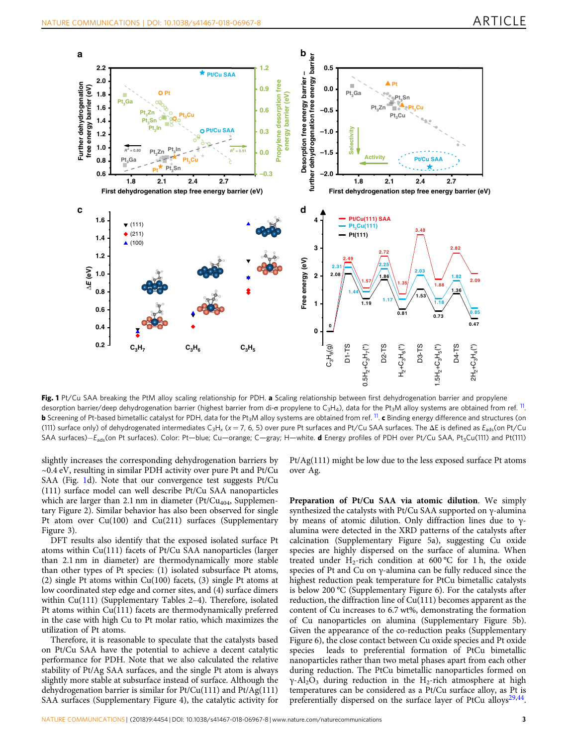**Fig. 1** Pt/Cu SAA breaking the PtM alloy scaling relationship for PDH. **a** Scaling relationship between first dehydrogenation barrier and propylene desorption barrier/deep dehydrogenation barrier (highest barrier from di-σ propylene to $C_3H_4$), data for the $Pt_3M$ alloy systems are obtained from ref. [11]. **b** Screening of Pt-based bimetallic catalyst for PDH, data for the $Pt_3M$ alloy systems are obtained from ref. [11]. **c** Binding energy difference and structures (on (111) surface only) of dehydrogenated intermediates $C_3H_x$ ($x = 7, 6, 5$) over pure Pt surfaces and Pt/Cu SAA surfaces. The ΔE is defined as $E_{ads}$(on Pt/Cu SAA surfaces)−$E_{ads}$(on Pt surfaces). Color: Pt—blue; Cu—orange; C—gray; H—white. **d** Energy profiles of PDH over Pt/Cu SAA, $Pt_3Cu(111)$ and Pt(111)

slightly increases the corresponding dehydrogenation barriers by ~0.4 eV, resulting in similar PDH activity over pure Pt and Pt/Cu SAA (Fig. 1d). Note that our convergence test suggests Pt/Cu (111) surface model can well describe Pt/Cu SAA nanoparticles which are larger than 2.1 nm in diameter ($Pt/Cu_{404}$, Supplementary Figure 2). Similar behavior has also been observed for single Pt atom over Cu(100) and Cu(211) surfaces (Supplementary Figure 3).

DFT results also identify that the exposed isolated surface Pt atoms within Cu(111) facets of Pt/Cu SAA nanoparticles (larger than 2.1 nm in diameter) are thermodynamically more stable than other types of Pt species: (1) isolated subsurface Pt atoms, (2) single Pt atoms within Cu(100) facets, (3) single Pt atoms at low coordinated step edge and corner sites, and (4) surface dimers within Cu(111) (Supplementary Tables 2–4). Therefore, isolated Pt atoms within Cu(111) facets are thermodynamically preferred in the case with high Cu to Pt molar ratio, which maximizes the utilization of Pt atoms.

Therefore, it is reasonable to speculate that the catalysts based on Pt/Cu SAA have the potential to achieve a decent catalytic performance for PDH. Note that we also calculated the relative stability of Pt/Ag SAA surfaces, and the single Pt atom is always slightly more stable at subsurface instead of surface. Although the dehydrogenation barrier is similar for Pt/Cu(111) and Pt/Ag(111) SAA surfaces (Supplementary Figure 4), the catalytic activity for Pt/Ag(111) might be low due to the less exposed surface Pt atoms over Ag.

**Preparation of Pt/Cu SAA via atomic dilution**. We simply synthesized the catalysts with Pt/Cu SAA supported on γ-alumina by means of atomic dilution. Only diffraction lines due to γ-alumina were detected in the XRD patterns of the catalysts after calcination (Supplementary Figure 5a), suggesting Cu oxide species are highly dispersed on the surface of alumina. When treated under $H_2$-rich condition at 600 °C for 1 h, the oxide species of Pt and Cu on γ-alumina can be fully reduced since the highest reduction peak temperature for PtCu bimetallic catalysts is below 200 °C (Supplementary Figure 6). For the catalysts after reduction, the diffraction line of Cu(111) becomes apparent as the content of Cu increases to 6.7 wt%, demonstrating the formation of Cu nanoparticles on alumina (Supplementary Figure 5b). Given the appearance of the co-reduction peaks (Supplementary Figure 6), the close contact between Cu oxide species and Pt oxide species leads to preferential formation of PtCu bimetallic nanoparticles rather than two metal phases apart from each other during reduction. The PtCu bimetallic nanoparticles formed on γ-$Al_2O_3$ during reduction in the $H_2$-rich atmosphere at high temperatures can be considered as a Pt/Cu surface alloy, as Pt is preferentially dispersed on the surface layer of PtCu alloys[29,44].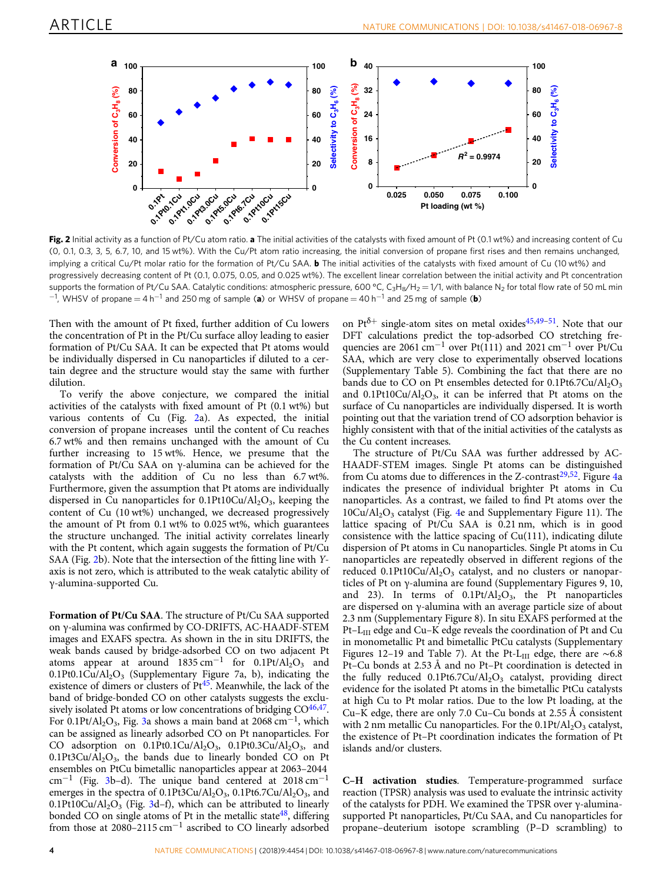**Fig. 2** Initial activity as a function of Pt/Cu atom ratio. **a** The initial activities of the catalysts with fixed amount of Pt (0.1 wt%) and increasing content of Cu (0, 0.1, 0.3, 3, 5, 6.7, 10, and 15 wt%). With the Cu/Pt atom ratio increasing, the initial conversion of propane first rises and then remains unchanged, implying a critical Cu/Pt molar ratio for the formation of Pt/Cu SAA. **b** The initial activities of the catalysts with fixed amount of Cu (10 wt%) and progressively decreasing content of Pt (0.1, 0.075, 0.05, and 0.025 wt%). The excellent linear correlation between the initial activity and Pt concentration supports the formation of Pt/Cu SAA. Catalytic conditions: atmospheric pressure, 600 °C, $C_3H_8/H_2 = 1/1$, with balance $N_2$ for total flow rate of 50 mL $min^{-1}$, WHSV of propane = 4 $h^{-1}$ and 250 mg of sample (**a**) or WHSV of propane = 40 $h^{-1}$ and 25 mg of sample (**b**)

Then with the amount of Pt fixed, further addition of Cu lowers the concentration of Pt in the Pt/Cu surface alloy leading to easier formation of Pt/Cu SAA. It can be expected that Pt atoms would be individually dispersed in Cu nanoparticles if diluted to a certain degree and the structure would stay the same with further dilution.

To verify the above conjecture, we compared the initial activities of the catalysts with fixed amount of Pt (0.1 wt%) but various contents of Cu (Fig. 2a). As expected, the initial conversion of propane increases until the content of Cu reaches 6.7 wt% and then remains unchanged with the amount of Cu further increasing to 15 wt%. Hence, we presume that the formation of Pt/Cu SAA on γ-alumina can be achieved for the catalysts with the addition of Cu no less than 6.7 wt%. Furthermore, given the assumption that Pt atoms are individually dispersed in Cu nanoparticles for $0.1Pt10Cu/Al_2O_3$, keeping the content of Cu (10 wt%) unchanged, we decreased progressively the amount of Pt from 0.1 wt% to 0.025 wt%, which guarantees the structure unchanged. The initial activity correlates linearly with the Pt content, which again suggests the formation of Pt/Cu SAA (Fig. 2b). Note that the intersection of the fitting line with *Y*-axis is not zero, which is attributed to the weak catalytic ability of γ-alumina-supported Cu.

**Formation of Pt/Cu SAA**. The structure of Pt/Cu SAA supported on γ-alumina was confirmed by CO-DRIFTS, AC-HAADF-STEM images and EXAFS spectra. As shown in the in situ DRIFTS, the weak bands caused by bridge-adsorbed CO on two adjacent Pt atoms appear at around 1835 $cm^{-1}$ for $0.1Pt/Al_2O_3$ and $0.1Pt0.1Cu/Al_2O_3$ (Supplementary Figure 7a, b), indicating the existence of dimers or clusters of Pt[45]. Meanwhile, the lack of the band of bridge-bonded CO on other catalysts suggests the exclusively isolated Pt atoms or low concentrations of bridging CO[46,47]. For $0.1Pt/Al_2O_3$, Fig. 3a shows a main band at 2068 $cm^{-1}$, which can be assigned as linearly adsorbed CO on Pt nanoparticles. For CO adsorption on $0.1Pt0.1Cu/Al_2O_3$, $0.1Pt0.3Cu/Al_2O_3$, and $0.1Pt3Cu/Al_2O_3$, the bands due to linearly bonded CO on Pt ensembles on PtCu bimetallic nanoparticles appear at 2063–2044 $cm^{-1}$ (Fig. 3b–d). The unique band centered at 2018 $cm^{-1}$ emerges in the spectra of $0.1Pt3Cu/Al_2O_3$, $0.1Pt6.7Cu/Al_2O_3$, and $0.1Pt10Cu/Al_2O_3$ (Fig. 3d–f), which can be attributed to linearly bonded CO on single atoms of Pt in the metallic state[48], differing from those at 2080–2115 $cm^{-1}$ ascribed to CO linearly adsorbed on $Pt^{\delta+}$ single-atom sites on metal oxides[45,49–51]. Note that our DFT calculations predict the top-adsorbed CO stretching frequencies are 2061 $cm^{-1}$ over Pt(111) and 2021 $cm^{-1}$ over Pt/Cu SAA, which are very close to experimentally observed locations (Supplementary Table 5). Combining the fact that there are no bands due to CO on Pt ensembles detected for $0.1Pt6.7Cu/Al_2O_3$ and $0.1Pt10Cu/Al_2O_3$, it can be inferred that Pt atoms on the surface of Cu nanoparticles are individually dispersed. It is worth pointing out that the variation trend of CO adsorption behavior is highly consistent with that of the initial activities of the catalysts as the Cu content increases.

The structure of Pt/Cu SAA was further addressed by AC-HAADF-STEM images. Single Pt atoms can be distinguished from Cu atoms due to differences in the Z-contrast[29,52]. Figure 4a indicates the presence of individual brighter Pt atoms in Cu nanoparticles. As a contrast, we failed to find Pt atoms over the $10Cu/Al_2O_3$ catalyst (Fig. 4e and Supplementary Figure 11). The lattice spacing of Pt/Cu SAA is 0.21 nm, which is in good consistence with the lattice spacing of Cu(111), indicating dilute dispersion of Pt atoms in Cu nanoparticles. Single Pt atoms in Cu nanoparticles are repeatedly observed in different regions of the reduced $0.1Pt10Cu/Al_2O_3$ catalyst, and no clusters or nanoparticles of Pt on γ-alumina are found (Supplementary Figures 9, 10, and 23). In terms of $0.1Pt/Al_2O_3$, the Pt nanoparticles are dispersed on γ-alumina with an average particle size of about 2.3 nm (Supplementary Figure 8). In situ EXAFS performed at the Pt–$L_{III}$ edge and Cu–K edge reveals the coordination of Pt and Cu in monometallic Pt and bimetallic PtCu catalysts (Supplementary Figures 12–19 and Table 7). At the Pt-$L_{III}$ edge, there are ~6.8 Pt–Cu bonds at 2.53 Å and no Pt–Pt coordination is detected in the fully reduced $0.1Pt6.7Cu/Al_2O_3$ catalyst, providing direct evidence for the isolated Pt atoms in the bimetallic PtCu catalysts at high Cu to Pt molar ratios. Due to the low Pt loading, at the Cu–K edge, there are only 7.0 Cu–Cu bonds at 2.55 Å consistent with 2 nm metallic Cu nanoparticles. For the $0.1Pt/Al_2O_3$ catalyst, the existence of Pt–Pt coordination indicates the formation of Pt islands and/or clusters.

**C–H activation studies**. Temperature-programmed surface reaction (TPSR) analysis was used to evaluate the intrinsic activity of the catalysts for PDH. We examined the TPSR over γ-alumina-supported Pt nanoparticles, Pt/Cu SAA, and Cu nanoparticles for propane–deuterium isotope scrambling (P–D scrambling) to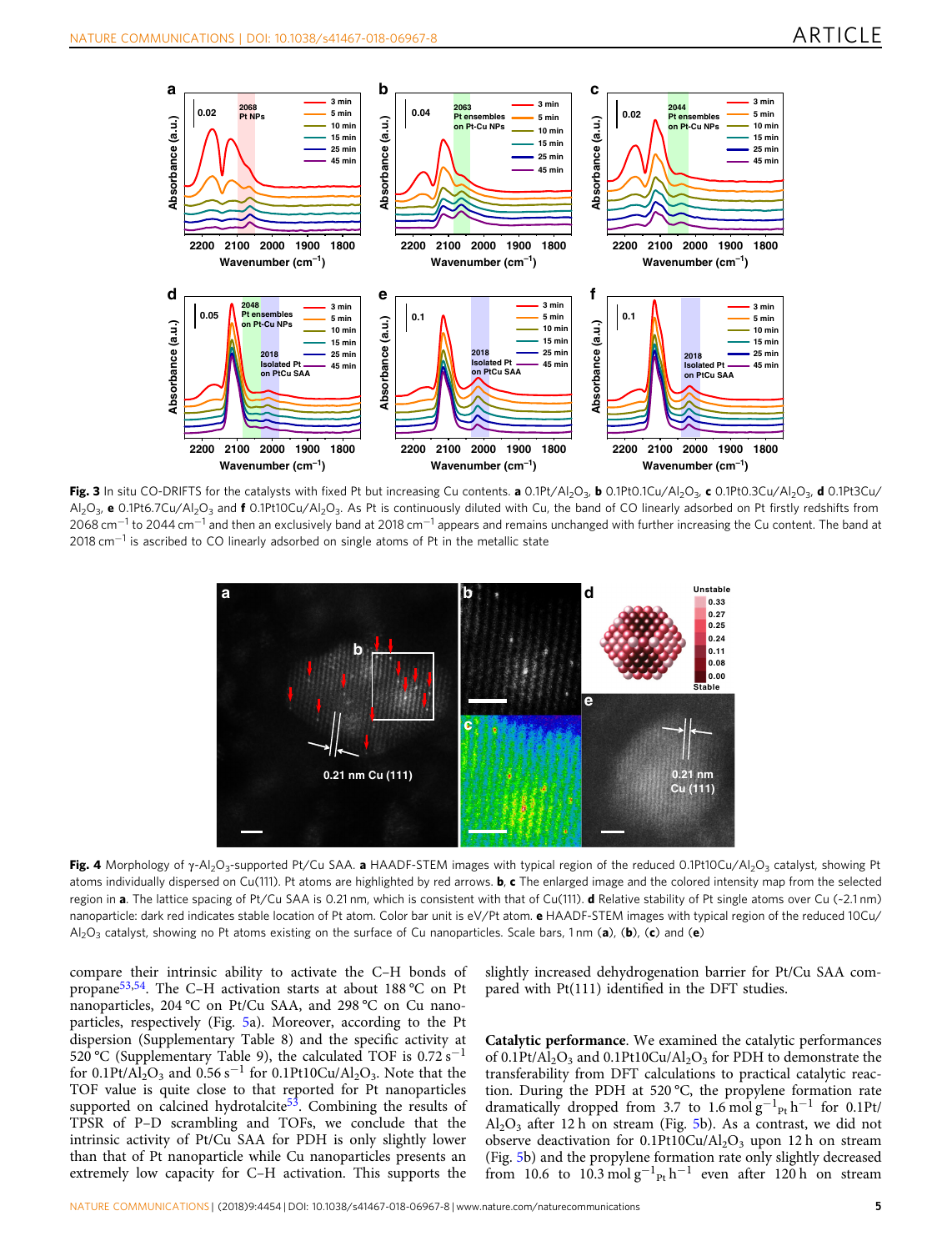**Fig. 3** In situ CO-DRIFTS for the catalysts with fixed Pt but increasing Cu contents. **a** $0.1Pt/Al_2O_3$, **b** $0.1Pt0.1Cu/Al_2O_3$, **c** $0.1Pt0.3Cu/Al_2O_3$, **d** $0.1Pt3Cu/Al_2O_3$, **e** $0.1Pt6.7Cu/Al_2O_3$ and **f** $0.1Pt10Cu/Al_2O_3$. As Pt is continuously diluted with Cu, the band of CO linearly adsorbed on Pt firstly redshifts from 2068 $cm^{-1}$ to 2044 $cm^{-1}$ and then an exclusively band at 2018 $cm^{-1}$ appears and remains unchanged with further increasing the Cu content. The band at 2018 $cm^{-1}$ is ascribed to CO linearly adsorbed on single atoms of Pt in the metallic state

**Fig. 4** Morphology of γ-$Al_2O_3$-supported Pt/Cu SAA. **a** HAADF-STEM images with typical region of the reduced $0.1Pt10Cu/Al_2O_3$ catalyst, showing Pt atoms individually dispersed on Cu(111). Pt atoms are highlighted by red arrows. **b**, **c** The enlarged image and the colored intensity map from the selected region in **a**. The lattice spacing of Pt/Cu SAA is 0.21 nm, which is consistent with that of Cu(111). **d** Relative stability of Pt single atoms over Cu (~2.1 nm) nanoparticle: dark red indicates stable location of Pt atom. Color bar unit is eV/Pt atom. **e** HAADF-STEM images with typical region of the reduced $10Cu/Al_2O_3$ catalyst, showing no Pt atoms existing on the surface of Cu nanoparticles. Scale bars, 1 nm (**a**), (**b**), (**c**) and (**e**)

compare their intrinsic ability to activate the C–H bonds of propane[53,54]. The C–H activation starts at about 188 °C on Pt nanoparticles, 204 °C on Pt/Cu SAA, and 298 °C on Cu nanoparticles, respectively (Fig. 5a). Moreover, according to the Pt dispersion (Supplementary Table 8) and the specific activity at 520 °C (Supplementary Table 9), the calculated TOF is 0.72 $s^{-1}$ for $0.1Pt/Al_2O_3$ and 0.56 $s^{-1}$ for $0.1Pt10Cu/Al_2O_3$. Note that the TOF value is quite close to that reported for Pt nanoparticles supported on calcined hydrotalcite[53]. Combining the results of TPSR of P–D scrambling and TOFs, we conclude that the intrinsic activity of Pt/Cu SAA for PDH is only slightly lower than that of Pt nanoparticle while Cu nanoparticles presents an extremely low capacity for C–H activation. This supports the slightly increased dehydrogenation barrier for Pt/Cu SAA compared with Pt(111) identified in the DFT studies.

**Catalytic performance**. We examined the catalytic performances of $0.1Pt/Al_2O_3$ and $0.1Pt10Cu/Al_2O_3$ for PDH to demonstrate the transferability from DFT calculations to practical catalytic reaction. During the PDH at 520 °C, the propylene formation rate dramatically dropped from 3.7 to 1.6 $mol\,g^{-1}_{Pt}\,h^{-1}$ for $0.1Pt/Al_2O_3$ after 12 h on stream (Fig. 5b). As a contrast, we did not observe deactivation for $0.1Pt10Cu/Al_2O_3$ upon 12 h on stream (Fig. 5b) and the propylene formation rate only slightly decreased from 10.6 to 10.3 $mol\,g^{-1}_{Pt}\,h^{-1}$ even after 120 h on stream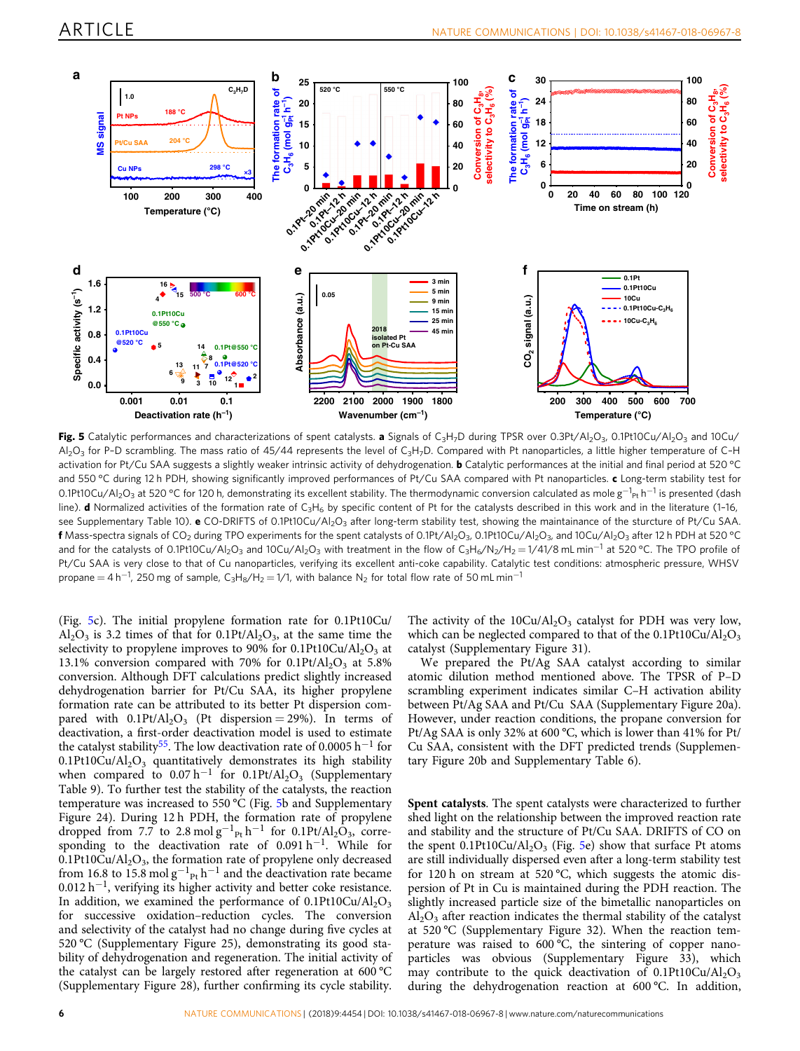**Fig. 5** Catalytic performances and characterizations of spent catalysts. **a** Signals of $C_3H_7D$ during TPSR over $0.3Pt/Al_2O_3$, $0.1Pt10Cu/Al_2O_3$ and $10Cu/Al_2O_3$ for P–D scrambling. The mass ratio of 45/44 represents the level of $C_3H_7D$. Compared with Pt nanoparticles, a little higher temperature of C–H activation for Pt/Cu SAA suggests a slightly weaker intrinsic activity of dehydrogenation. **b** Catalytic performances at the initial and final period at 520 °C and 550 °C during 12 h PDH, showing significantly improved performances of Pt/Cu SAA compared with Pt nanoparticles. **c** Long-term stability test for $0.1Pt10Cu/Al_2O_3$ at 520 °C for 120 h, demonstrating its excellent stability. The thermodynamic conversion calculated as mole $g^{-1}_{Pt}$ $h^{-1}$ is presented (dash line). **d** Normalized activities of the formation rate of $C_3H_6$ by specific content of Pt for the catalysts described in this work and in the literature (1–16, see Supplementary Table 10). **e** CO-DRIFTS of $0.1Pt10Cu/Al_2O_3$ after long-term stability test, showing the maintainance of the sturcture of Pt/Cu SAA. **f** Mass-spectra signals of $CO_2$ during TPO experiments for the spent catalysts of $0.1Pt/Al_2O_3$, $0.1Pt10Cu/Al_2O_3$, and $10Cu/Al_2O_3$ after 12 h PDH at 520 °C and for the catalysts of $0.1Pt10Cu/Al_2O_3$ and $10Cu/Al_2O_3$ with treatment in the flow of $C_3H_6/N_2/H_2 = 1/41/8$ mL $min^{-1}$ at 520 °C. The TPO profile of Pt/Cu SAA is very close to that of Cu nanoparticles, verifying its excellent anti-coke capability. Catalytic test conditions: atmospheric pressure, WHSV propane = 4 $h^{-1}$, 250 mg of sample, $C_3H_8/H_2 = 1/1$, with balance $N_2$ for total flow rate of 50 mL $min^{-1}$

(Fig. 5c). The initial propylene formation rate for $0.1Pt10Cu/Al_2O_3$ is 3.2 times of that for $0.1Pt/Al_2O_3$, at the same time the selectivity to propylene improves to 90% for $0.1Pt10Cu/Al_2O_3$ at 13.1% conversion compared with 70% for $0.1Pt/Al_2O_3$ at 5.8% conversion. Although DFT calculations predict slightly increased dehydrogenation barrier for Pt/Cu SAA, its higher propylene formation rate can be attributed to its better Pt dispersion compared with $0.1Pt/Al_2O_3$ (Pt dispersion = 29%). In terms of deactivation, a first-order deactivation model is used to estimate the catalyst stability[55]. The low deactivation rate of 0.0005 $h^{-1}$ for $0.1Pt10Cu/Al_2O_3$ quantitatively demonstrates its high stability when compared to 0.07 $h^{-1}$ for $0.1Pt/Al_2O_3$ (Supplementary Table 9). To further test the stability of the catalysts, the reaction temperature was increased to 550 °C (Fig. 5b and Supplementary Figure 24). During 12 h PDH, the formation rate of propylene dropped from 7.7 to 2.8 mol $g^{-1}_{Pt}$ $h^{-1}$ for $0.1Pt/Al_2O_3$, corresponding to the deactivation rate of 0.091 $h^{-1}$. While for $0.1Pt10Cu/Al_2O_3$, the formation rate of propylene only decreased from 16.8 to 15.8 mol $g^{-1}_{Pt}$ $h^{-1}$ and the deactivation rate became 0.012 $h^{-1}$, verifying its higher activity and better coke resistance. In addition, we examined the performance of $0.1Pt10Cu/Al_2O_3$ for successive oxidation–reduction cycles. The conversion and selectivity of the catalyst had no change during five cycles at 520 °C (Supplementary Figure 25), demonstrating its good stability of dehydrogenation and regeneration. The initial activity of the catalyst can be largely restored after regeneration at 600 °C (Supplementary Figure 28), further confirming its cycle stability. The activity of the $10Cu/Al_2O_3$ catalyst for PDH was very low, which can be neglected compared to that of the $0.1Pt10Cu/Al_2O_3$ catalyst (Supplementary Figure 31).

We prepared the Pt/Ag SAA catalyst according to similar atomic dilution method mentioned above. The TPSR of P–D scrambling experiment indicates similar C–H activation ability between Pt/Ag SAA and Pt/Cu SAA (Supplementary Figure 20a). However, under reaction conditions, the propane conversion for Pt/Ag SAA is only 32% at 600 °C, which is lower than 41% for Pt/Cu SAA, consistent with the DFT predicted trends (Supplementary Figure 20b and Supplementary Table 6).

**Spent catalysts**. The spent catalysts were characterized to further shed light on the relationship between the improved reaction rate and stability and the structure of Pt/Cu SAA. DRIFTS of CO on the spent $0.1Pt10Cu/Al_2O_3$ (Fig. 5e) show that surface Pt atoms are still individually dispersed even after a long-term stability test for 120 h on stream at 520 °C, which suggests the atomic dispersion of Pt in Cu is maintained during the PDH reaction. The slightly increased particle size of the bimetallic nanoparticles on $Al_2O_3$ after reaction indicates the thermal stability of the catalyst at 520 °C (Supplementary Figure 32). When the reaction temperature was raised to 600 °C, the sintering of copper nanoparticles was obvious (Supplementary Figure 33), which may contribute to the quick deactivation of $0.1Pt10Cu/Al_2O_3$ during the dehydrogenation reaction at 600 °C. In addition,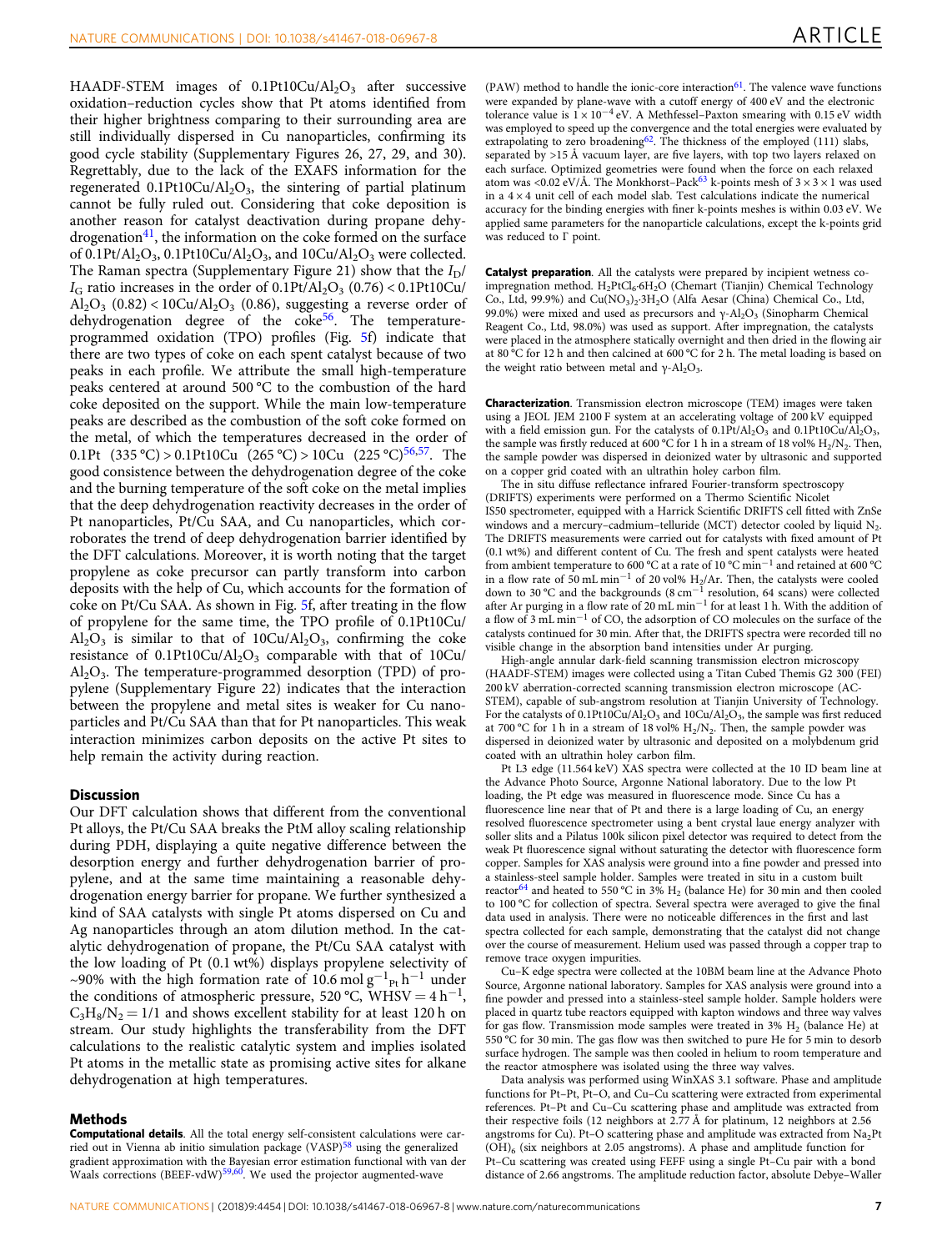HAADF-STEM images of $0.1Pt10Cu/Al_2O_3$ after successive oxidation–reduction cycles show that Pt atoms identified from their higher brightness comparing to their surrounding area are still individually dispersed in Cu nanoparticles, confirming its good cycle stability (Supplementary Figures 26, 27, 29, and 30). Regrettably, due to the lack of the EXAFS information for the regenerated $0.1Pt10Cu/Al_2O_3$, the sintering of partial platinum cannot be fully ruled out. Considering that coke deposition is another reason for catalyst deactivation during propane dehydrogenation[41], the information on the coke formed on the surface of $0.1Pt/Al_2O_3$, $0.1Pt10Cu/Al_2O_3$, and $10Cu/Al_2O_3$ were collected. The Raman spectra (Supplementary Figure 21) show that the $I_D/I_G$ ratio increases in the order of $0.1Pt/Al_2O_3$ (0.76) < $0.1Pt10Cu/Al_2O_3$ (0.82) < $10Cu/Al_2O_3$ (0.86), suggesting a reverse order of dehydrogenation degree of the coke[56]. The temperature-programmed oxidation (TPO) profiles (Fig. 5f) indicate that there are two types of coke on each spent catalyst because of two peaks in each profile. We attribute the small high-temperature peaks centered at around 500 °C to the combustion of the hard coke deposited on the support. While the main low-temperature peaks are described as the combustion of the soft coke formed on the metal, of which the temperatures decreased in the order of 0.1Pt (335 °C) > 0.1Pt10Cu (265 °C) > 10Cu (225 °C)[56,57]. The good consistence between the dehydrogenation degree of the coke and the burning temperature of the soft coke on the metal implies that the deep dehydrogenation reactivity decreases in the order of Pt nanoparticles, Pt/Cu SAA, and Cu nanoparticles, which corroborates the trend of deep dehydrogenation barrier identified by the DFT calculations. Moreover, it is worth noting that the target propylene as coke precursor can partly transform into carbon deposits with the help of Cu, which accounts for the formation of coke on Pt/Cu SAA. As shown in Fig. 5f, after treating in the flow of propylene for the same time, the TPO profile of $0.1Pt10Cu/Al_2O_3$ is similar to that of $10Cu/Al_2O_3$, confirming the coke resistance of $0.1Pt10Cu/Al_2O_3$ comparable with that of $10Cu/Al_2O_3$. The temperature-programmed desorption (TPD) of propylene (Supplementary Figure 22) indicates that the interaction between the propylene and metal sites is weaker for Cu nanoparticles and Pt/Cu SAA than that for Pt nanoparticles. This weak interaction minimizes carbon deposits on the active Pt sites to help remain the activity during reaction.

## Discussion

Our DFT calculation shows that different from the conventional Pt alloys, the Pt/Cu SAA breaks the PtM alloy scaling relationship during PDH, displaying a quite negative difference between the desorption energy and further dehydrogenation barrier of propylene, and at the same time maintaining a reasonable dehydrogenation energy barrier for propane. We further synthesized a kind of SAA catalysts with single Pt atoms dispersed on Cu and Ag nanoparticles through an atom dilution method. In the catalytic dehydrogenation of propane, the Pt/Cu SAA catalyst with the low loading of Pt (0.1 wt%) displays propylene selectivity of ~90% with the high formation rate of 10.6 mol $g^{-1}_{Pt}$ $h^{-1}$ under the conditions of atmospheric pressure, 520 °C, WHSV = 4 $h^{-1}$, $C_3H_8/N_2$ = 1/1 and shows excellent stability for at least 120 h on stream. Our study highlights the transferability from the DFT calculations to the realistic catalytic system and implies isolated Pt atoms in the metallic state as promising active sites for alkane dehydrogenation at high temperatures.

## Methods

**Computational details**. All the total energy self-consistent calculations were carried out in Vienna ab initio simulation package (VASP)[58] using the generalized gradient approximation with the Bayesian error estimation functional with van der Waals corrections (BEEF-vdW)[59,60]. We used the projector augmented-wave (PAW) method to handle the ionic-core interaction[61]. The valence wave functions were expanded by plane-wave with a cutoff energy of 400 eV and the electronic tolerance value is $1 \times 10^{-4}$ eV. A Methfessel–Paxton smearing with 0.15 eV width was employed to speed up the convergence and the total energies were evaluated by extrapolating to zero broadening[62]. The thickness of the employed (111) slabs, separated by >15 Å vacuum layer, are five layers, with top two layers relaxed on each surface. Optimized geometries were found when the force on each relaxed atom was <0.02 eV/Å. The Monkhorst–Pack[63] k-points mesh of 3 × 3 × 1 was used in a 4 × 4 unit cell of each model slab. Test calculations indicate the numerical accuracy for the binding energies with finer k-points meshes is within 0.03 eV. We applied same parameters for the nanoparticle calculations, except the k-points grid was reduced to Γ point.

**Catalyst preparation**. All the catalysts were prepared by incipient wetness co-impregnation method. $H_2PtCl_6 \cdot 6H_2O$ (Chemart (Tianjin) Chemical Technology Co., Ltd, 99.9%) and $Cu(NO_3)_2 \cdot 3H_2O$ (Alfa Aesar (China) Chemical Co., Ltd, 99.0%) were mixed and used as precursors and $\gamma$-$Al_2O_3$ (Sinopharm Chemical Reagent Co., Ltd, 98.0%) was used as support. After impregnation, the catalysts were placed in the atmosphere statically overnight and then dried in the flowing air at 80 °C for 12 h and then calcined at 600 °C for 2 h. The metal loading is based on the weight ratio between metal and $\gamma$-$Al_2O_3$.

**Characterization**. Transmission electron microscope (TEM) images were taken using a JEOL JEM 2100 F system at an accelerating voltage of 200 kV equipped with a field emission gun. For the catalysts of $0.1Pt/Al_2O_3$ and $0.1Pt10Cu/Al_2O_3$, the sample was firstly reduced at 600 °C for 1 h in a stream of 18 vol% $H_2/N_2$. Then, the sample powder was dispersed in deionized water by ultrasonic and supported on a copper grid coated with an ultrathin holey carbon film.

The in situ diffuse reflectance infrared Fourier-transform spectroscopy (DRIFTS) experiments were performed on a Thermo Scientific Nicolet IS50 spectrometer, equipped with a Harrick Scientific DRIFTS cell fitted with ZnSe windows and a mercury–cadmium–telluride (MCT) detector cooled by liquid $N_2$. The DRIFTS measurements were carried out for catalysts with fixed amount of Pt (0.1 wt%) and different content of Cu. The fresh and spent catalysts were heated from ambient temperature to 600 °C at a rate of 10 °C $min^{-1}$ and retained at 600 °C in a flow rate of 50 mL $min^{-1}$ of 20 vol% $H_2$/Ar. Then, the catalysts were cooled down to 30 °C and the backgrounds (8 $cm^{-1}$ resolution, 64 scans) were collected after Ar purging in a flow rate of 20 mL $min^{-1}$ for at least 1 h. With the addition of a flow of 3 mL $min^{-1}$ of CO, the adsorption of CO molecules on the surface of the catalysts continued for 30 min. After that, the DRIFTS spectra were recorded till no visible change in the absorption band intensities under Ar purging.

High-angle annular dark-field scanning transmission electron microscopy (HAADF-STEM) images were collected using a Titan Cubed Themis G2 300 (FEI) 200 kV aberration-corrected scanning transmission electron microscope (AC-STEM), capable of sub-angstrom resolution at Tianjin University of Technology. For the catalysts of $0.1Pt10Cu/Al_2O_3$ and $10Cu/Al_2O_3$, the sample was first reduced at 700 °C for 1 h in a stream of 18 vol% $H_2/N_2$. Then, the sample powder was dispersed in deionized water by ultrasonic and deposited on a molybdenum grid coated with an ultrathin holey carbon film.

Pt L3 edge (11.564 keV) XAS spectra were collected at the 10 ID beam line at the Advance Photo Source, Argonne National laboratory. Due to the low Pt loading, the Pt edge was measured in fluorescence mode. Since Cu has a fluorescence line near that of Pt and there is a large loading of Cu, an energy resolved fluorescence spectrometer using a bent crystal laue energy analyzer with soller slits and a Pilatus 100k silicon pixel detector was required to detect from the weak Pt fluorescence signal without saturating the detector with fluorescence form copper. Samples for XAS analysis were ground into a fine powder and pressed into a stainless-steel sample holder. Samples were treated in situ in a custom built reactor[64] and heated to 550 °C in 3% $H_2$ (balance He) for 30 min and then cooled to 100 °C for collection of spectra. Several spectra were averaged to give the final data used in analysis. There were no noticeable differences in the first and last spectra collected for each sample, demonstrating that the catalyst did not change over the course of measurement. Helium used was passed through a copper trap to remove trace oxygen impurities.

Cu–K edge spectra were collected at the 10BM beam line at the Advance Photo Source, Argonne national laboratory. Samples for XAS analysis were ground into a fine powder and pressed into a stainless-steel sample holder. Sample holders were placed in quartz tube reactors equipped with kapton windows and three way valves for gas flow. Transmission mode samples were treated in 3% $H_2$ (balance He) at 550 °C for 30 min. The gas flow was then switched to pure He for 5 min to desorb surface hydrogen. The sample was then cooled in helium to room temperature and the reactor atmosphere was isolated using the three way valves.

Data analysis was performed using WinXAS 3.1 software. Phase and amplitude functions for Pt–Pt, Pt–O, and Cu–Cu scattering were extracted from experimental references. Pt–Pt and Cu–Cu scattering phase and amplitude was extracted from their respective foils (12 neighbors at 2.77 Å for platinum, 12 neighbors at 2.56 angstroms for Cu). Pt–O scattering phase and amplitude was extracted from $Na_2Pt(OH)_6$ (six neighbors at 2.05 angstroms). A phase and amplitude function for Pt–Cu scattering was created using FEFF using a single Pt–Cu pair with a bond distance of 2.66 angstroms. The amplitude reduction factor, absolute Debye–Waller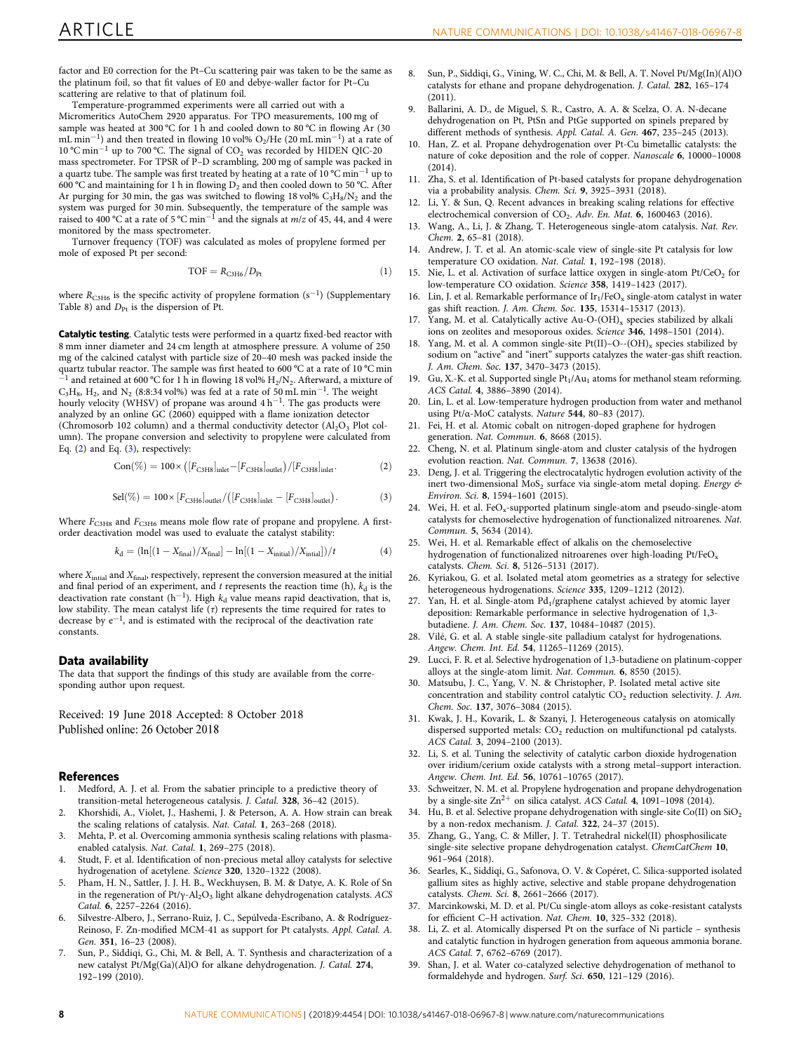factor and E0 correction for the Pt–Cu scattering pair was taken to be the same as the platinum foil, so that fit values of E0 and debye-waller factor for Pt–Cu scattering are relative to that of platinum foil.

Temperature-programmed experiments were all carried out with a Micromeritics AutoChem 2920 apparatus. For TPO measurements, 100 mg of sample was heated at 300 °C for 1 h and cooled down to 80 °C in flowing Ar (30 mL $min^{-1}$) and then treated in flowing 10 vol% $O_2$/He (20 mL $min^{-1}$) at a rate of 10 °C $min^{-1}$ up to 700 °C. The signal of $CO_2$ was recorded by HIDEN QIC-20 mass spectrometer. For TPSR of P–D scrambling, 200 mg of sample was packed in a quartz tube. The sample was first treated by heating at a rate of 10 °C $min^{-1}$ up to 600 °C and maintaining for 1 h in flowing $D_2$ and then cooled down to 50 °C. After Ar purging for 30 min, the gas was switched to flowing 18 vol% $C_3H_8/N_2$ and the system was purged for 30 min. Subsequently, the temperature of the sample was raised to 400 °C at a rate of 5 °C $min^{-1}$ and the signals at $m/z$ of 45, 44, and 4 were monitored by the mass spectrometer.

Turnover frequency (TOF) was calculated as moles of propylene formed per mole of exposed Pt per second:

$$\mathrm{TOF} = R_{\mathrm{C3H6}}/D_{\mathrm{Pt}} \tag{1}$$

where $R_{\mathrm{C3H6}}$ is the specific activity of propylene formation ($s^{-1}$) (Supplementary Table 8) and $D_{\mathrm{Pt}}$ is the dispersion of Pt.

**Catalytic testing**. Catalytic tests were performed in a quartz fixed-bed reactor with 8 mm inner diameter and 24 cm length at atmosphere pressure. A volume of 250 mg of the calcined catalyst with particle size of 20–40 mesh was packed inside the quartz tubular reactor. The sample was first heated to 600 °C at a rate of 10 °C $min^{-1}$ and retained at 600 °C for 1 h in flowing 18 vol% $H_2/N_2$. Afterward, a mixture of $C_3H_8$, $H_2$, and $N_2$ (8:8:34 vol%) was fed at a rate of 50 mL $min^{-1}$. The weight hourly velocity (WHSV) of propane was around 4 $h^{-1}$. The gas products were analyzed by an online GC (2060) equipped with a flame ionization detector (Chromosorb 102 column) and a thermal conductivity detector ($Al_2O_3$ Plot column). The propane conversion and selectivity to propylene were calculated from Eq. (2) and Eq. (3), respectively:

$$\mathrm{Con}(\%) = 100\times\left([F_{\mathrm{C3H8}}]_{\mathrm{inlet}} - [F_{\mathrm{C3H8}}]_{\mathrm{outlet}}\right)/[F_{\mathrm{C3H8}}]_{\mathrm{inlet}}. \tag{2}$$

$$\mathrm{Sel}(\%) = 100\times[F_{\mathrm{C3H6}}]_{\mathrm{outlet}}/\left([F_{\mathrm{C3H8}}]_{\mathrm{inlet}} - [F_{\mathrm{C3H8}}]_{\mathrm{outlet}}\right). \tag{3}$$

Where $F_{\mathrm{C3H8}}$ and $F_{\mathrm{C3H6}}$ means mole flow rate of propane and propylene. A first-order deactivation model was used to evaluate the catalyst stability:

$$k_{\mathrm{d}} = \left(\ln[(1 - X_{\mathrm{final}})/X_{\mathrm{final}}] - \ln[(1 - X_{\mathrm{initial}})/X_{\mathrm{initial}}]\right)/t \tag{4}$$

where $X_{\mathrm{initial}}$ and $X_{\mathrm{final}}$, respectively, represent the conversion measured at the initial and final period of an experiment, and $t$ represents the reaction time (h), $k_{\mathrm{d}}$ is the deactivation rate constant ($h^{-1}$). High $k_{\mathrm{d}}$ value means rapid deactivation, that is, low stability. The mean catalyst life ($\tau$) represents the time required for rates to decrease by $e^{-1}$, and is estimated with the reciprocal of the deactivation rate constants.

## Data availability

The data that support the findings of this study are available from the corresponding author upon request.

Received: 19 June 2018 Accepted: 8 October 2018
Published online: 26 October 2018

## References

1. Medford, A. J. et al. From the sabatier principle to a predictive theory of transition-metal heterogeneous catalysis. *J. Catal.* **328**, 36–42 (2015).
2. Khorshidi, A., Violet, J., Hashemi, J. & Peterson, A. A. How strain can break the scaling relations of catalysis. *Nat. Catal.* **1**, 263–268 (2018).
3. Mehta, P. et al. Overcoming ammonia synthesis scaling relations with plasma-enabled catalysis. *Nat. Catal.* **1**, 269–275 (2018).
4. Studt, F. et al. Identification of non-precious metal alloy catalysts for selective hydrogenation of acetylene. *Science* **320**, 1320–1322 (2008).
5. Pham, H. N., Sattler, J. J. H. B., Weckhuysen, B. M. & Datye, A. K. Role of Sn in the regeneration of Pt/γ-$Al_2O_3$ light alkane dehydrogenation catalysts. *ACS Catal.* **6**, 2257–2264 (2016).
6. Silvestre-Albero, J., Serrano-Ruiz, J. C., Sepúlveda-Escribano, A. & Rodríguez-Reinoso, F. Zn-modified MCM-41 as support for Pt catalysts. *Appl. Catal. A. Gen.* **351**, 16–23 (2008).
7. Sun, P., Siddiqi, G., Chi, M. & Bell, A. T. Synthesis and characterization of a new catalyst Pt/Mg(Ga)(Al)O for alkane dehydrogenation. *J. Catal.* **274**, 192–199 (2010).
8. Sun, P., Siddiqi, G., Vining, W. C., Chi, M. & Bell, A. T. Novel Pt/Mg(In)(Al)O catalysts for ethane and propane dehydrogenation. *J. Catal.* **282**, 165–174 (2011).
9. Ballarini, A. D., de Miguel, S. R., Castro, A. A. & Scelza, O. A. N-decane dehydrogenation on Pt, PtSn and PtGe supported on spinels prepared by different methods of synthesis. *Appl. Catal. A. Gen.* **467**, 235–245 (2013).
10. Han, Z. et al. Propane dehydrogenation over Pt-Cu bimetallic catalysts: the nature of coke deposition and the role of copper. *Nanoscale* **6**, 10000–10008 (2014).
11. Zha, S. et al. Identification of Pt-based catalysts for propane dehydrogenation via a probability analysis. *Chem. Sci.* **9**, 3925–3931 (2018).
12. Li, Y. & Sun, Q. Recent advances in breaking scaling relations for effective electrochemical conversion of $CO_2$. *Adv. En. Mat.* **6**, 1600463 (2016).
13. Wang, A., Li, J. & Zhang, T. Heterogeneous single-atom catalysis. *Nat. Rev. Chem.* **2**, 65–81 (2018).
14. Andrew, J. T. et al. An atomic-scale view of single-site Pt catalysis for low temperature CO oxidation. *Nat. Catal.* **1**, 192–198 (2018).
15. Nie, L. et al. Activation of surface lattice oxygen in single-atom Pt/$CeO_2$ for low-temperature CO oxidation. *Science* **358**, 1419–1423 (2017).
16. Lin, J. et al. Remarkable performance of $Ir_1/FeO_x$ single-atom catalyst in water gas shift reaction. *J. Am. Chem. Soc.* **135**, 15314–15317 (2013).
17. Yang, M. et al. Catalytically active Au-O-$(OH)_x$ species stabilized by alkali ions on zeolites and mesoporous oxides. *Science* **346**, 1498–1501 (2014).
18. Yang, M. et al. A common single-site Pt(II)–O–$(OH)_x$ species stabilized by sodium on "active" and "inert" supports catalyzes the water-gas shift reaction. *J. Am. Chem. Soc.* **137**, 3470–3473 (2015).
19. Gu, X.-K. et al. Supported single $Pt_1/Au_1$ atoms for methanol steam reforming. *ACS Catal.* **4**, 3886–3890 (2014).
20. Lin, L. et al. Low-temperature hydrogen production from water and methanol using Pt/α-MoC catalysts. *Nature* **544**, 80–83 (2017).
21. Fei, H. et al. Atomic cobalt on nitrogen-doped graphene for hydrogen generation. *Nat. Commun.* **6**, 8668 (2015).
22. Cheng, N. et al. Platinum single-atom and cluster catalysis of the hydrogen evolution reaction. *Nat. Commun.* **7**, 13638 (2016).
23. Deng, J. et al. Triggering the electrocatalytic hydrogen evolution activity of the inert two-dimensional $MoS_2$ surface via single-atom metal doping. *Energy & Environ. Sci.* **8**, 1594–1601 (2015).
24. Wei, H. et al. $FeO_x$-supported platinum single-atom and pseudo-single-atom catalysts for chemoselective hydrogenation of functionalized nitroarenes. *Nat. Commun.* **5**, 5634 (2014).
25. Wei, H. et al. Remarkable effect of alkalis on the chemoselective hydrogenation of functionalized nitroarenes over high-loading Pt/$FeO_x$ catalysts. *Chem. Sci.* **8**, 5126–5131 (2017).
26. Kyriakou, G. et al. Isolated metal atom geometries as a strategy for selective heterogeneous hydrogenations. *Science* **335**, 1209–1212 (2012).
27. Yan, H. et al. Single-atom $Pd_1$/graphene catalyst achieved by atomic layer deposition: Remarkable performance in selective hydrogenation of 1,3-butadiene. *J. Am. Chem. Soc.* **137**, 10484–10487 (2015).
28. Vilé, G. et al. A stable single-site palladium catalyst for hydrogenations. *Angew. Chem. Int. Ed.* **54**, 11265–11269 (2015).
29. Lucci, F. R. et al. Selective hydrogenation of 1,3-butadiene on platinum-copper alloys at the single-atom limit. *Nat. Commun.* **6**, 8550 (2015).
30. Matsubu, J. C., Yang, V. N. & Christopher, P. Isolated metal active site concentration and stability control catalytic $CO_2$ reduction selectivity. *J. Am. Chem. Soc.* **137**, 3076–3084 (2015).
31. Kwak, J. H., Kovarik, L. & Szanyi, J. Heterogeneous catalysis on atomically dispersed supported metals: $CO_2$ reduction on multifunctional pd catalysts. *ACS Catal.* **3**, 2094–2100 (2013).
32. Li, S. et al. Tuning the selectivity of catalytic carbon dioxide hydrogenation over iridium/cerium oxide catalysts with a strong metal–support interaction. *Angew. Chem. Int. Ed.* **56**, 10761–10765 (2017).
33. Schweitzer, N. M. et al. Propylene hydrogenation and propane dehydrogenation by a single-site $Zn^{2+}$ on silica catalyst. *ACS Catal.* **4**, 1091–1098 (2014).
34. Hu, B. et al. Selective propane dehydrogenation with single-site Co(II) on $SiO_2$ by a non-redox mechanism. *J. Catal.* **322**, 24–37 (2015).
35. Zhang, G., Yang, C. & Miller, J. T. Tetrahedral nickel(II) phosphosilicate single-site selective propane dehydrogenation catalyst. *ChemCatChem* **10**, 961–964 (2018).
36. Searles, K., Siddiqi, G., Safonova, O. V. & Copéret, C. Silica-supported isolated gallium sites as highly active, selective and stable propane dehydrogenation catalysts. *Chem. Sci.* **8**, 2661–2666 (2017).
37. Marcinkowski, M. D. et al. Pt/Cu single-atom alloys as coke-resistant catalysts for efficient C–H activation. *Nat. Chem.* **10**, 325–332 (2018).
38. Li, Z. et al. Atomically dispersed Pt on the surface of Ni particle – synthesis and catalytic function in hydrogen generation from aqueous ammonia borane. *ACS Catal.* **7**, 6762–6769 (2017).
39. Shan, J. et al. Water co-catalyzed selective dehydrogenation of methanol to formaldehyde and hydrogen. *Surf. Sci.* **650**, 121–129 (2016).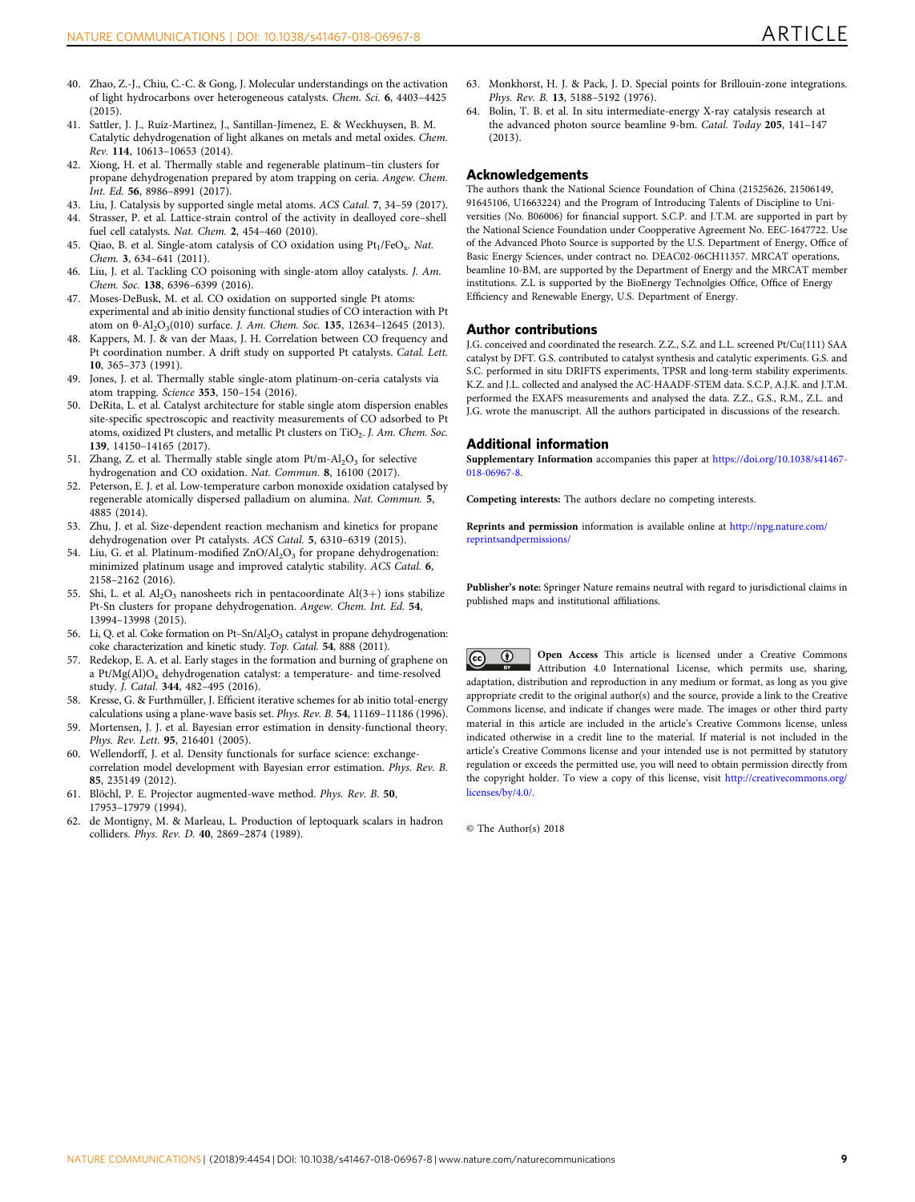40. Zhao, Z.-J., Chiu, C.-C. & Gong, J. Molecular understandings on the activation of light hydrocarbons over heterogeneous catalysts. *Chem. Sci.* **6**, 4403–4425 (2015).
41. Sattler, J. J., Ruiz-Martinez, J., Santillan-Jimenez, E. & Weckhuysen, B. M. Catalytic dehydrogenation of light alkanes on metals and metal oxides. *Chem. Rev.* **114**, 10613–10653 (2014).
42. Xiong, H. et al. Thermally stable and regenerable platinum–tin clusters for propane dehydrogenation prepared by atom trapping on ceria. *Angew. Chem. Int. Ed.* **56**, 8986–8991 (2017).
43. Liu, J. Catalysis by supported single metal atoms. *ACS Catal.* **7**, 34–59 (2017).
44. Strasser, P. et al. Lattice-strain control of the activity in dealloyed core–shell fuel cell catalysts. *Nat. Chem.* **2**, 454–460 (2010).
45. Qiao, B. et al. Single-atom catalysis of CO oxidation using $Pt_1/FeO_x$. *Nat. Chem.* **3**, 634–641 (2011).
46. Liu, J. et al. Tackling CO poisoning with single-atom alloy catalysts. *J. Am. Chem. Soc.* **138**, 6396–6399 (2016).
47. Moses-DeBusk, M. et al. CO oxidation on supported single Pt atoms: experimental and ab initio density functional studies of CO interaction with Pt atom on θ-$Al_2O_3$(010) surface. *J. Am. Chem. Soc.* **135**, 12634–12645 (2013).
48. Kappers, M. J. & van der Maas, J. H. Correlation between CO frequency and Pt coordination number. A drift study on supported Pt catalysts. *Catal. Lett.* **10**, 365–373 (1991).
49. Jones, J. et al. Thermally stable single-atom platinum-on-ceria catalysts via atom trapping. *Science* **353**, 150–154 (2016).
50. DeRita, L. et al. Catalyst architecture for stable single atom dispersion enables site-specific spectroscopic and reactivity measurements of CO adsorbed to Pt atoms, oxidized Pt clusters, and metallic Pt clusters on $TiO_2$. *J. Am. Chem. Soc.* **139**, 14150–14165 (2017).
51. Zhang, Z. et al. Thermally stable single atom Pt/m-$Al_2O_3$ for selective hydrogenation and CO oxidation. *Nat. Commun.* **8**, 16100 (2017).
52. Peterson, E. J. et al. Low-temperature carbon monoxide oxidation catalysed by regenerable atomically dispersed palladium on alumina. *Nat. Commun.* **5**, 4885 (2014).
53. Zhu, J. et al. Size-dependent reaction mechanism and kinetics for propane dehydrogenation over Pt catalysts. *ACS Catal.* **5**, 6310–6319 (2015).
54. Liu, G. et al. Platinum-modified $ZnO/Al_2O_3$ for propane dehydrogenation: minimized platinum usage and improved catalytic stability. *ACS Catal.* **6**, 2158–2162 (2016).
55. Shi, L. et al. $Al_2O_3$ nanosheets rich in pentacoordinate Al(3+) ions stabilize Pt-Sn clusters for propane dehydrogenation. *Angew. Chem. Int. Ed.* **54**, 13994–13998 (2015).
56. Li, Q. et al. Coke formation on Pt–Sn/$Al_2O_3$ catalyst in propane dehydrogenation: coke characterization and kinetic study. *Top. Catal.* **54**, 888 (2011).
57. Redekop, E. A. et al. Early stages in the formation and burning of graphene on a Pt/Mg(Al)$O_x$ dehydrogenation catalyst: a temperature- and time-resolved study. *J. Catal.* **344**, 482–495 (2016).
58. Kresse, G. & Furthmüller, J. Efficient iterative schemes for ab initio total-energy calculations using a plane-wave basis set. *Phys. Rev. B.* **54**, 11169–11186 (1996).
59. Mortensen, J. J. et al. Bayesian error estimation in density-functional theory. *Phys. Rev. Lett.* **95**, 216401 (2005).
60. Wellendorff, J. et al. Density functionals for surface science: exchange-correlation model development with Bayesian error estimation. *Phys. Rev. B.* **85**, 235149 (2012).
61. Blöchl, P. E. Projector augmented-wave method. *Phys. Rev. B.* **50**, 17953–17979 (1994).
62. de Montigny, M. & Marleau, L. Production of leptoquark scalars in hadron colliders. *Phys. Rev. D.* **40**, 2869–2874 (1989).
63. Monkhorst, H. J. & Pack, J. D. Special points for Brillouin-zone integrations. *Phys. Rev. B.* **13**, 5188–5192 (1976).
64. Bolin, T. B. et al. In situ intermediate-energy X-ray catalysis research at the advanced photon source beamline 9-bm. *Catal. Today* **205**, 141–147 (2013).

## Acknowledgements

The authors thank the National Science Foundation of China (21525626, 21506149, 91645106, U1663224) and the Program of Introducing Talents of Discipline to Universities (No. B06006) for financial support. S.C.P. and J.T.M. are supported in part by the National Science Foundation under Coopperative Agreement No. EEC-1647722. Use of the Advanced Photo Source is supported by the U.S. Department of Energy, Office of Basic Energy Sciences, under contract no. DEAC02-06CH11357. MRCAT operations, beamline 10-BM, are supported by the Department of Energy and the MRCAT member institutions. Z.L is supported by the BioEnergy Technolgies Office, Office of Energy Efficiency and Renewable Energy, U.S. Department of Energy.

## Author contributions

J.G. conceived and coordinated the research. Z.Z., S.Z. and L.L. screened Pt/Cu(111) SAA catalyst by DFT. G.S. contributed to catalyst synthesis and catalytic experiments. G.S. and S.C. performed in situ DRIFTS experiments, TPSR and long-term stability experiments. K.Z. and J.L. collected and analysed the AC-HAADF-STEM data. S.C.P, A.J.K. and J.T.M. performed the EXAFS measurements and analysed the data. Z.Z., G.S., R.M., Z.L. and J.G. wrote the manuscript. All the authors participated in discussions of the research.

## Additional information

**Supplementary Information** accompanies this paper at https://doi.org/10.1038/s41467-018-06967-8.

**Competing interests:** The authors declare no competing interests.

**Reprints and permission** information is available online at http://npg.nature.com/reprintsandpermissions/

**Publisher's note:** Springer Nature remains neutral with regard to jurisdictional claims in published maps and institutional affiliations.

**Open Access** This article is licensed under a Creative Commons Attribution 4.0 International License, which permits use, sharing, adaptation, distribution and reproduction in any medium or format, as long as you give appropriate credit to the original author(s) and the source, provide a link to the Creative Commons license, and indicate if changes were made. The images or other third party material in this article are included in the article's Creative Commons license, unless indicated otherwise in a credit line to the material. If material is not included in the article's Creative Commons license and your intended use is not permitted by statutory regulation or exceeds the permitted use, you will need to obtain permission directly from the copyright holder. To view a copy of this license, visit http://creativecommons.org/licenses/by/4.0/.

© The Author(s) 2018